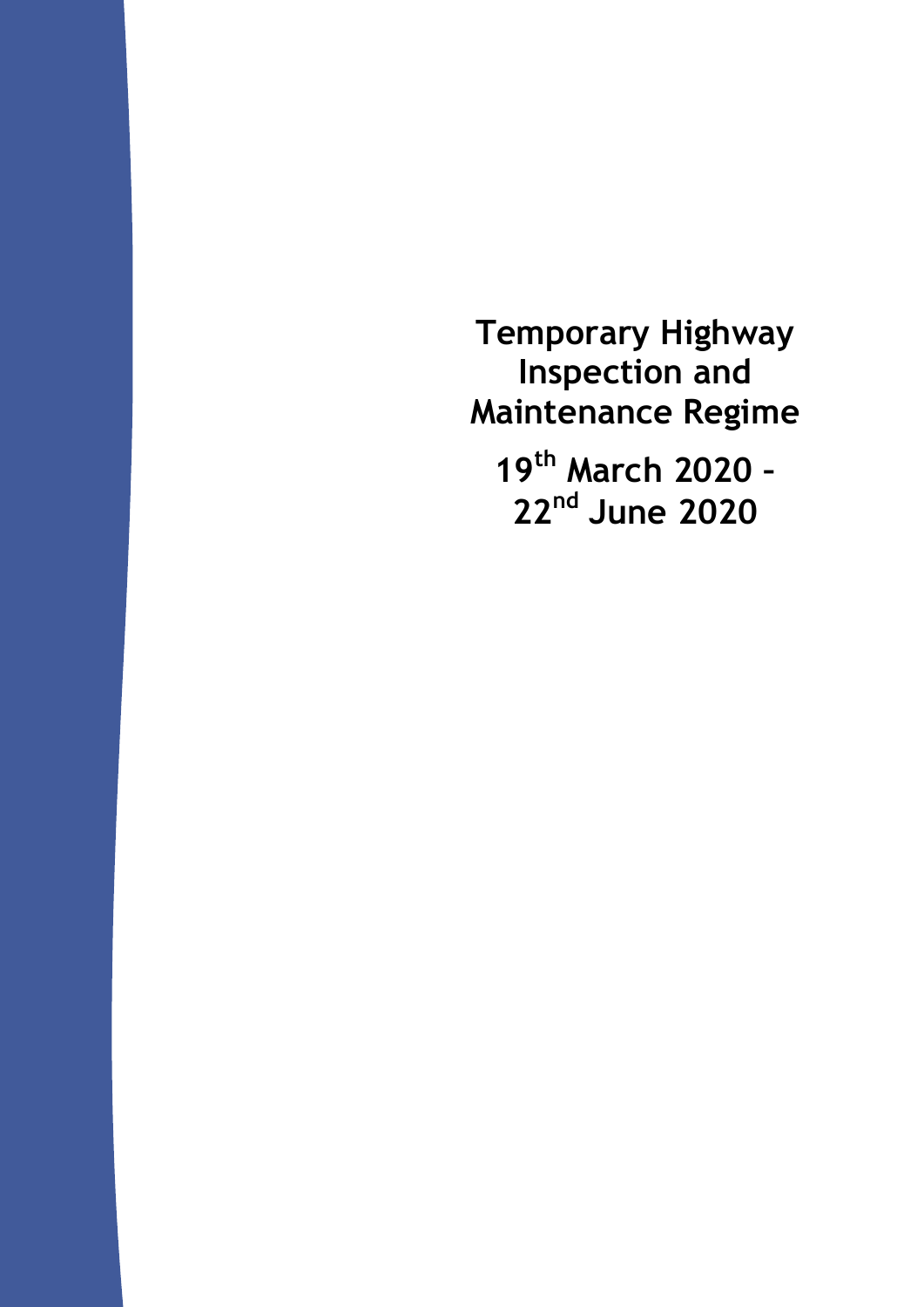# Temporary Highway Inspection and Maintenance Regime

## 19th March 2020 – 22nd June 2020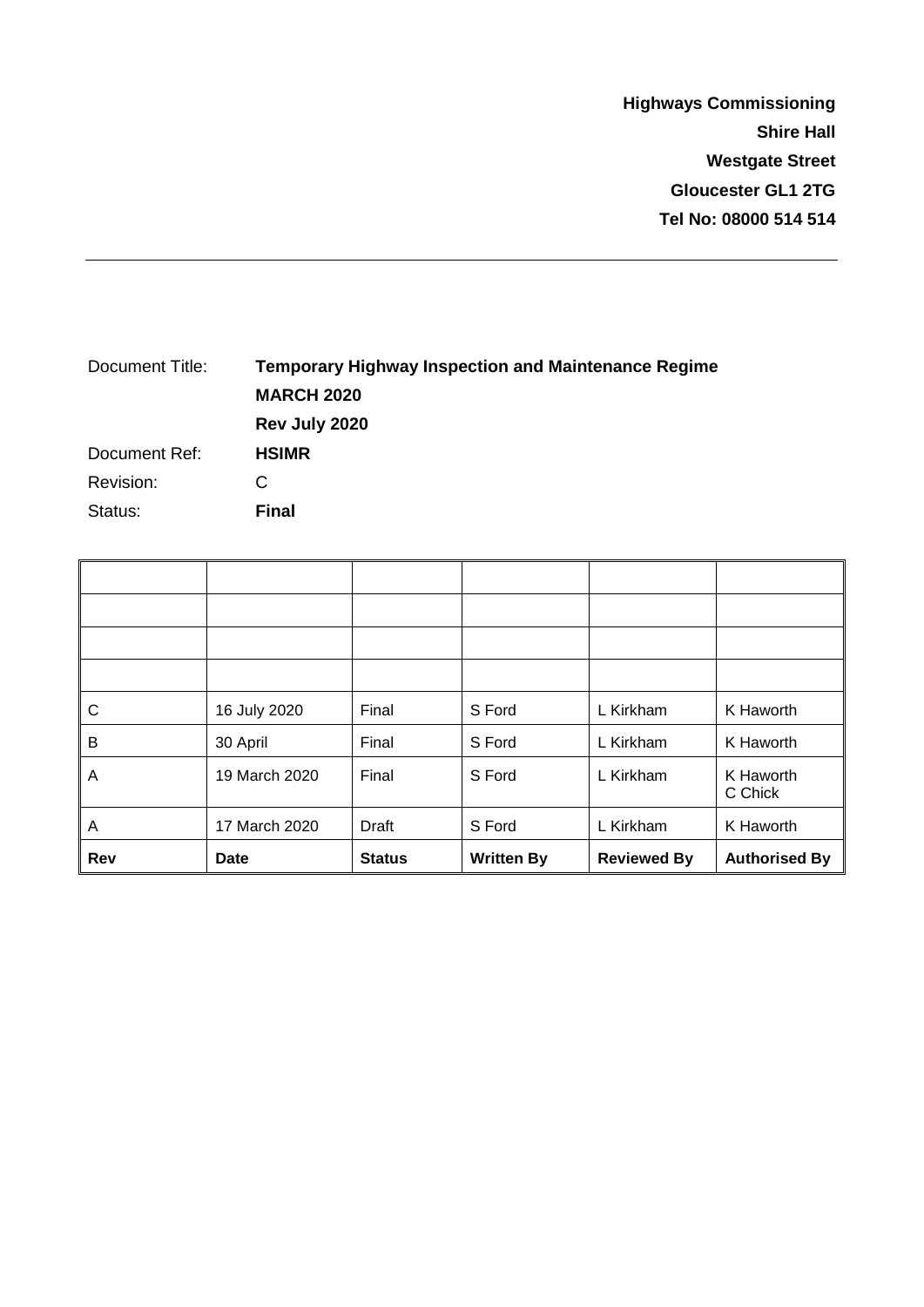**Highways Commissioning**
**Shire Hall**
**Westgate Street**
**Gloucester GL1 2TG**
**Tel No: 08000 514 514**

---

| | |
|---|---|
| Document Title: | **Temporary Highway Inspection and Maintenance Regime** |
| | **MARCH 2020** |
| | **Rev July 2020** |
| Document Ref: | **HSIMR** |
| Revision: | C |
| Status: | **Final** |

| | | | | | |
|---|---|---|---|---|---|
| | | | | | |
| | | | | | |
| | | | | | |
| | | | | | |
| C | 16 July 2020 | Final | S Ford | L Kirkham | K Haworth |
| B | 30 April | Final | S Ford | L Kirkham | K Haworth |
| A | 19 March 2020 | Final | S Ford | L Kirkham | K Haworth C Chick |
| A | 17 March 2020 | Draft | S Ford | L Kirkham | K Haworth |
| **Rev** | **Date** | **Status** | **Written By** | **Reviewed By** | **Authorised By** |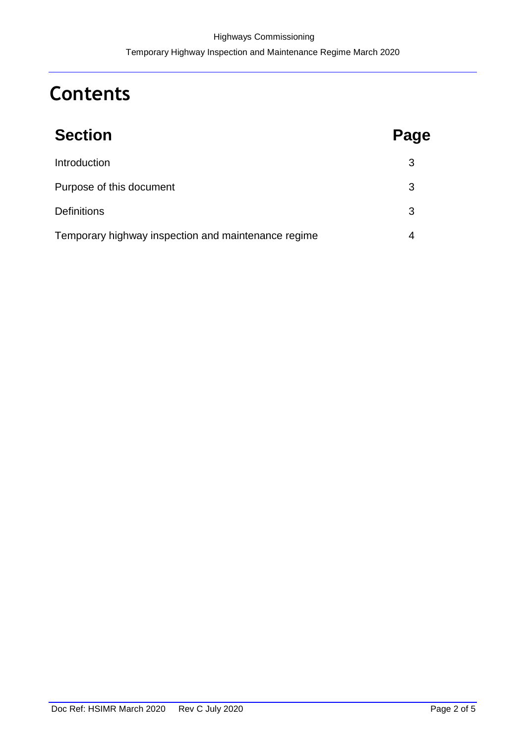# Contents

| Section | Page |
|---|---|
| Introduction | 3 |
| Purpose of this document | 3 |
| Definitions | 3 |
| Temporary highway inspection and maintenance regime | 4 |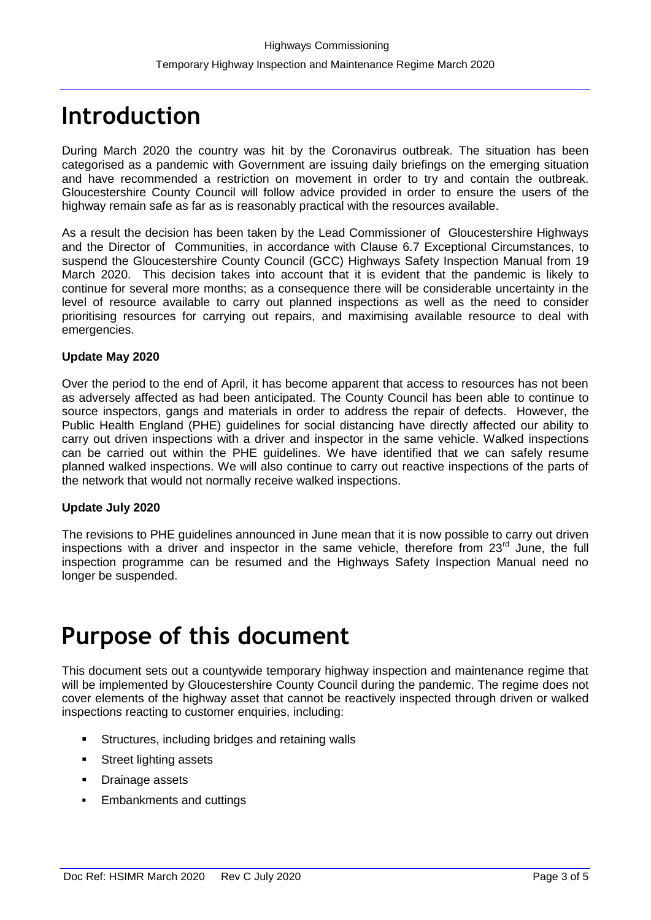# Introduction

During March 2020 the country was hit by the Coronavirus outbreak. The situation has been categorised as a pandemic with Government are issuing daily briefings on the emerging situation and have recommended a restriction on movement in order to try and contain the outbreak. Gloucestershire County Council will follow advice provided in order to ensure the users of the highway remain safe as far as is reasonably practical with the resources available.

As a result the decision has been taken by the Lead Commissioner of Gloucestershire Highways and the Director of Communities, in accordance with Clause 6.7 Exceptional Circumstances, to suspend the Gloucestershire County Council (GCC) Highways Safety Inspection Manual from 19 March 2020. This decision takes into account that it is evident that the pandemic is likely to continue for several more months; as a consequence there will be considerable uncertainty in the level of resource available to carry out planned inspections as well as the need to consider prioritising resources for carrying out repairs, and maximising available resource to deal with emergencies.

**Update May 2020**

Over the period to the end of April, it has become apparent that access to resources has not been as adversely affected as had been anticipated. The County Council has been able to continue to source inspectors, gangs and materials in order to address the repair of defects. However, the Public Health England (PHE) guidelines for social distancing have directly affected our ability to carry out driven inspections with a driver and inspector in the same vehicle. Walked inspections can be carried out within the PHE guidelines. We have identified that we can safely resume planned walked inspections. We will also continue to carry out reactive inspections of the parts of the network that would not normally receive walked inspections.

**Update July 2020**

The revisions to PHE guidelines announced in June mean that it is now possible to carry out driven inspections with a driver and inspector in the same vehicle, therefore from 23rd June, the full inspection programme can be resumed and the Highways Safety Inspection Manual need no longer be suspended.

# Purpose of this document

This document sets out a countywide temporary highway inspection and maintenance regime that will be implemented by Gloucestershire County Council during the pandemic. The regime does not cover elements of the highway asset that cannot be reactively inspected through driven or walked inspections reacting to customer enquiries, including:

- Structures, including bridges and retaining walls
- Street lighting assets
- Drainage assets
- Embankments and cuttings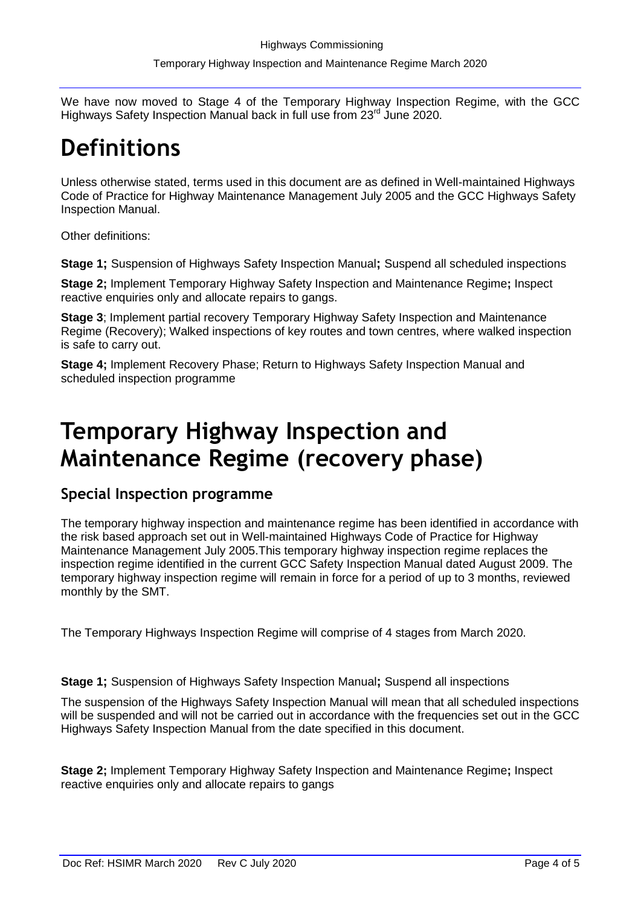We have now moved to Stage 4 of the Temporary Highway Inspection Regime, with the GCC Highways Safety Inspection Manual back in full use from 23rd June 2020.

# Definitions

Unless otherwise stated, terms used in this document are as defined in Well-maintained Highways Code of Practice for Highway Maintenance Management July 2005 and the GCC Highways Safety Inspection Manual.

Other definitions:

**Stage 1;** Suspension of Highways Safety Inspection Manual**;** Suspend all scheduled inspections

**Stage 2;** Implement Temporary Highway Safety Inspection and Maintenance Regime**;** Inspect reactive enquiries only and allocate repairs to gangs.

**Stage 3**; Implement partial recovery Temporary Highway Safety Inspection and Maintenance Regime (Recovery); Walked inspections of key routes and town centres, where walked inspection is safe to carry out.

**Stage 4;** Implement Recovery Phase; Return to Highways Safety Inspection Manual and scheduled inspection programme

# Temporary Highway Inspection and Maintenance Regime (recovery phase)

## Special Inspection programme

The temporary highway inspection and maintenance regime has been identified in accordance with the risk based approach set out in Well-maintained Highways Code of Practice for Highway Maintenance Management July 2005.This temporary highway inspection regime replaces the inspection regime identified in the current GCC Safety Inspection Manual dated August 2009. The temporary highway inspection regime will remain in force for a period of up to 3 months, reviewed monthly by the SMT.

The Temporary Highways Inspection Regime will comprise of 4 stages from March 2020.

**Stage 1;** Suspension of Highways Safety Inspection Manual**;** Suspend all inspections

The suspension of the Highways Safety Inspection Manual will mean that all scheduled inspections will be suspended and will not be carried out in accordance with the frequencies set out in the GCC Highways Safety Inspection Manual from the date specified in this document.

**Stage 2;** Implement Temporary Highway Safety Inspection and Maintenance Regime**;** Inspect reactive enquiries only and allocate repairs to gangs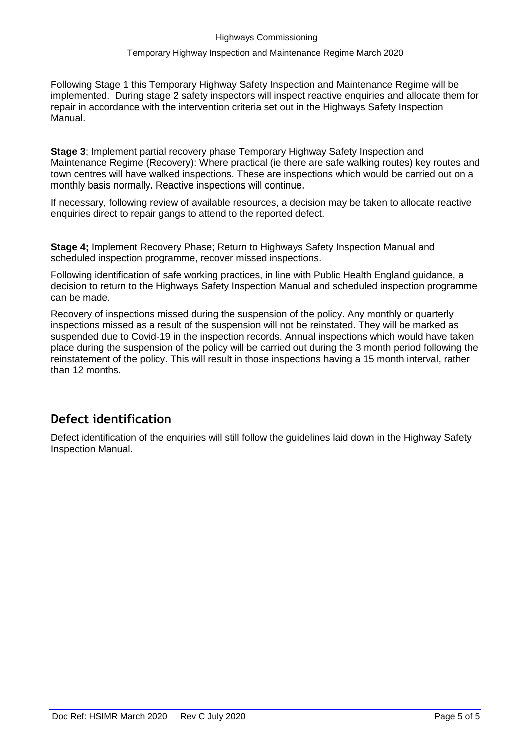Following Stage 1 this Temporary Highway Safety Inspection and Maintenance Regime will be implemented. During stage 2 safety inspectors will inspect reactive enquiries and allocate them for repair in accordance with the intervention criteria set out in the Highways Safety Inspection Manual.

**Stage 3**; Implement partial recovery phase Temporary Highway Safety Inspection and Maintenance Regime (Recovery): Where practical (ie there are safe walking routes) key routes and town centres will have walked inspections. These are inspections which would be carried out on a monthly basis normally. Reactive inspections will continue.

If necessary, following review of available resources, a decision may be taken to allocate reactive enquiries direct to repair gangs to attend to the reported defect.

**Stage 4;** Implement Recovery Phase; Return to Highways Safety Inspection Manual and scheduled inspection programme, recover missed inspections.

Following identification of safe working practices, in line with Public Health England guidance, a decision to return to the Highways Safety Inspection Manual and scheduled inspection programme can be made.

Recovery of inspections missed during the suspension of the policy. Any monthly or quarterly inspections missed as a result of the suspension will not be reinstated. They will be marked as suspended due to Covid-19 in the inspection records. Annual inspections which would have taken place during the suspension of the policy will be carried out during the 3 month period following the reinstatement of the policy. This will result in those inspections having a 15 month interval, rather than 12 months.

## Defect identification

Defect identification of the enquiries will still follow the guidelines laid down in the Highway Safety Inspection Manual.